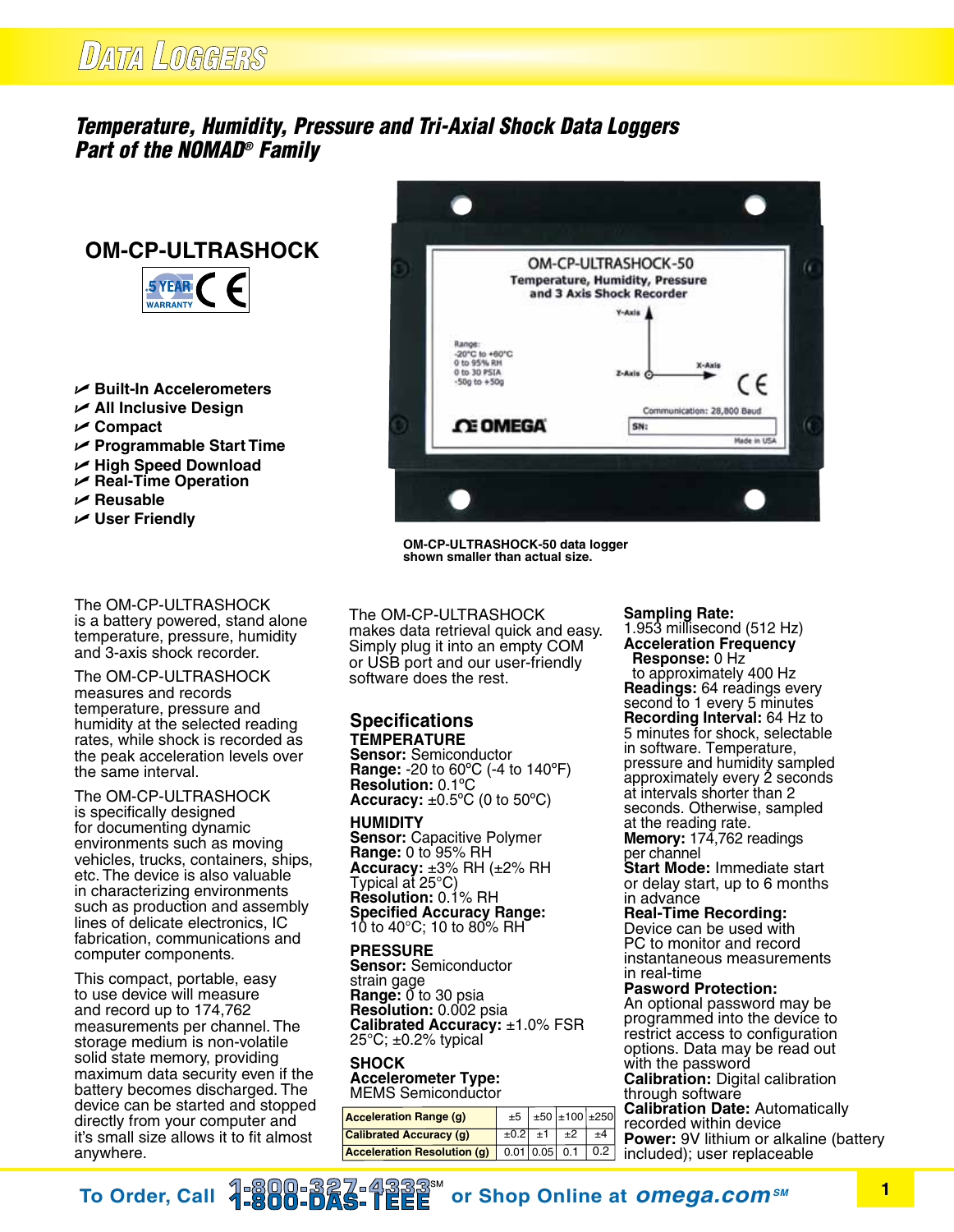# Data Loggers

## Temperature, Humidity, Pressure and Tri-Axial Shock Data Loggers
## Part of the NOMAD® Family

### OM-CP-ULTRASHOCK

5 YEAR WARRANTY CE

- Built-In Accelerometers
- All Inclusive Design
- Compact
- Programmable Start Time
- High Speed Download
- Real-Time Operation
- Reusable
- User Friendly

OM-CP-ULTRASHOCK-50 data logger shown smaller than actual size.

The OM-CP-ULTRASHOCK is a battery powered, stand alone temperature, pressure, humidity and 3-axis shock recorder.

The OM-CP-ULTRASHOCK measures and records temperature, pressure and humidity at the selected reading rates, while shock is recorded as the peak acceleration levels over the same interval.

The OM-CP-ULTRASHOCK is specifically designed for documenting dynamic environments such as moving vehicles, trucks, containers, ships, etc. The device is also valuable in characterizing environments such as production and assembly lines of delicate electronics, IC fabrication, communications and computer components.

This compact, portable, easy to use device will measure and record up to 174,762 measurements per channel. The storage medium is non-volatile solid state memory, providing maximum data security even if the battery becomes discharged. The device can be started and stopped directly from your computer and it's small size allows it to fit almost anywhere.

The OM-CP-ULTRASHOCK makes data retrieval quick and easy. Simply plug it into an empty COM or USB port and our user-friendly software does the rest.

## Specifications

**TEMPERATURE**
**Sensor:** Semiconductor
**Range:** -20 to 60ºC (-4 to 140ºF)
**Resolution:** 0.1°C
**Accuracy:** ±0.5ºC (0 to 50ºC)

**HUMIDITY**
**Sensor:** Capacitive Polymer
**Range:** 0 to 95% RH
**Accuracy:** ±3% RH (±2% RH Typical at 25°C)
**Resolution:** 0.1% RH
**Specified Accuracy Range:** 10 to 40°C; 10 to 80% RH

**PRESSURE**
**Sensor:** Semiconductor strain gage
**Range:** 0 to 30 psia
**Resolution:** 0.002 psia
**Calibrated Accuracy:** ±1.0% FSR 25°C; ±0.2% typical

**SHOCK**
**Accelerometer Type:** MEMS Semiconductor

| Acceleration Range (g) | ±5 | ±50 | ±100 | ±250 |
|---|---|---|---|---|
| Calibrated Accuracy (g) | ±0.2 | ±1 | ±2 | ±4 |
| Acceleration Resolution (g) | 0.01 | 0.05 | 0.1 | 0.2 |

**Sampling Rate:** 1.953 millisecond (512 Hz)
**Acceleration Frequency Response:** 0 Hz to approximately 400 Hz
**Readings:** 64 readings every second to 1 every 5 minutes
**Recording Interval:** 64 Hz to 5 minutes for shock, selectable in software. Temperature, pressure and humidity sampled approximately every 2 seconds at intervals shorter than 2 seconds. Otherwise, sampled at the reading rate.
**Memory:** 174,762 readings per channel
**Start Mode:** Immediate start or delay start, up to 6 months in advance
**Real-Time Recording:** Device can be used with PC to monitor and record instantaneous measurements in real-time
**Pasword Protection:** An optional password may be programmed into the device to restrict access to configuration options. Data may be read out with the password
**Calibration:** Digital calibration through software
**Calibration Date:** Automatically recorded within device
**Power:** 9V lithium or alkaline (battery included); user replaceable

To Order, Call 1-800-327-4333[SM] 1-800-DAS-IEEE or Shop Online at omega.com[SM]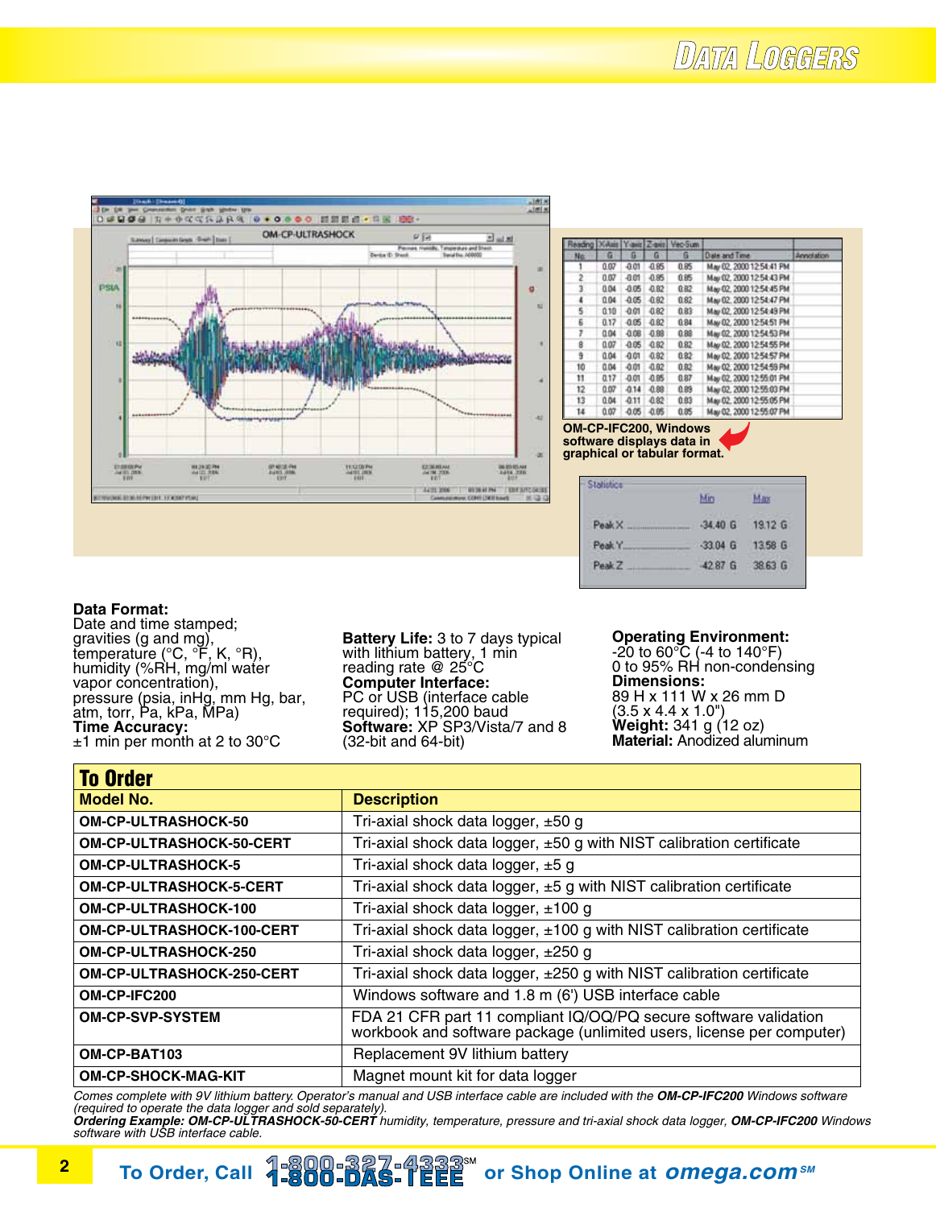OM-CP-IFC200, Windows software displays data in graphical or tabular format.

**Data Format:** Date and time stamped; gravities (g and mg), temperature (°C, °F, K, °R), humidity (%RH, mg/ml water vapor concentration), pressure (psia, inHg, mm Hg, bar, atm, torr, Pa, kPa, MPa)
**Time Accuracy:** ±1 min per month at 2 to 30°C

**Battery Life:** 3 to 7 days typical with lithium battery, 1 min reading rate @ 25°C
**Computer Interface:** PC or USB (interface cable required); 115,200 baud
**Software:** XP SP3/Vista/7 and 8 (32-bit and 64-bit)

**Operating Environment:** -20 to 60°C (-4 to 140°F) 0 to 95% RH non-condensing
**Dimensions:** 89 H x 111 W x 26 mm D (3.5 x 4.4 x 1.0")
**Weight:** 341 g (12 oz)
**Material:** Anodized aluminum

## To Order

| Model No. | Description |
|---|---|
| OM-CP-ULTRASHOCK-50 | Tri-axial shock data logger, ±50 g |
| OM-CP-ULTRASHOCK-50-CERT | Tri-axial shock data logger, ±50 g with NIST calibration certificate |
| OM-CP-ULTRASHOCK-5 | Tri-axial shock data logger, ±5 g |
| OM-CP-ULTRASHOCK-5-CERT | Tri-axial shock data logger, ±5 g with NIST calibration certificate |
| OM-CP-ULTRASHOCK-100 | Tri-axial shock data logger, ±100 g |
| OM-CP-ULTRASHOCK-100-CERT | Tri-axial shock data logger, ±100 g with NIST calibration certificate |
| OM-CP-ULTRASHOCK-250 | Tri-axial shock data logger, ±250 g |
| OM-CP-ULTRASHOCK-250-CERT | Tri-axial shock data logger, ±250 g with NIST calibration certificate |
| OM-CP-IFC200 | Windows software and 1.8 m (6') USB interface cable |
| OM-CP-SVP-SYSTEM | FDA 21 CFR part 11 compliant IQ/OQ/PQ secure software validation workbook and software package (unlimited users, license per computer) |
| OM-CP-BAT103 | Replacement 9V lithium battery |
| OM-CP-SHOCK-MAG-KIT | Magnet mount kit for data logger |

*Comes complete with 9V lithium battery. Operator's manual and USB interface cable are included with the **OM-CP-IFC200** Windows software (required to operate the data logger and sold separately).*
***Ordering Example: OM-CP-ULTRASHOCK-50-CERT** humidity, temperature, pressure and tri-axial shock data logger, **OM-CP-IFC200** Windows software with USB interface cable.*